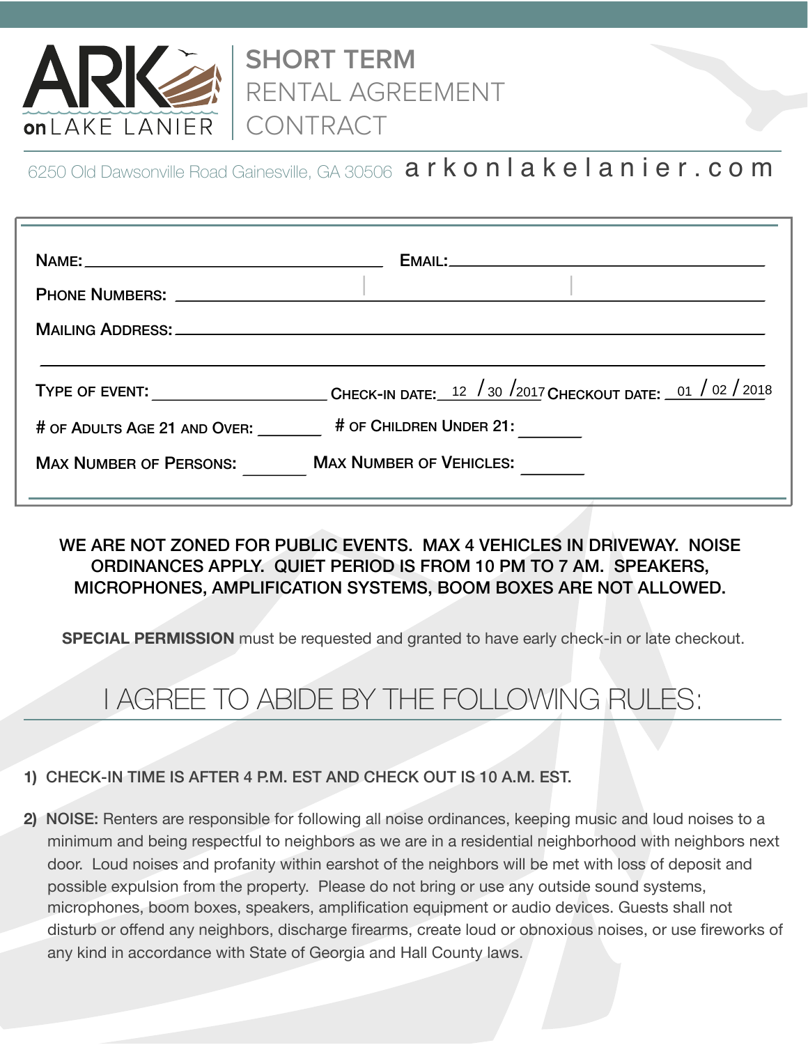# ARK on LAKE LANIER

# SHORT TERM RENTAL AGREEMENT CONTRACT

6250 Old Dawsonville Road Gainesville, GA 30506 arkonlakelanier.com

NAME: ______________________ EMAIL: ______________________

PHONE NUMBERS: ______________________

MAILING ADDRESS: ______________________

______________________

TYPE OF EVENT: ____________ CHECK-IN DATE: 12 / 30 / 2017 CHECKOUT DATE: 01 / 02 / 2018

# OF ADULTS AGE 21 AND OVER: _______ # OF CHILDREN UNDER 21: _______

MAX NUMBER OF PERSONS: _______ MAX NUMBER OF VEHICLES: _______

**WE ARE NOT ZONED FOR PUBLIC EVENTS. MAX 4 VEHICLES IN DRIVEWAY. NOISE ORDINANCES APPLY. QUIET PERIOD IS FROM 10 PM TO 7 AM. SPEAKERS, MICROPHONES, AMPLIFICATION SYSTEMS, BOOM BOXES ARE NOT ALLOWED.**

**SPECIAL PERMISSION** must be requested and granted to have early check-in or late checkout.

## I AGREE TO ABIDE BY THE FOLLOWING RULES:

1) **CHECK-IN TIME IS AFTER 4 P.M. EST AND CHECK OUT IS 10 A.M. EST.**

2) **NOISE:** Renters are responsible for following all noise ordinances, keeping music and loud noises to a minimum and being respectful to neighbors as we are in a residential neighborhood with neighbors next door. Loud noises and profanity within earshot of the neighbors will be met with loss of deposit and possible expulsion from the property. Please do not bring or use any outside sound systems, microphones, boom boxes, speakers, amplification equipment or audio devices. Guests shall not disturb or offend any neighbors, discharge firearms, create loud or obnoxious noises, or use fireworks of any kind in accordance with State of Georgia and Hall County laws.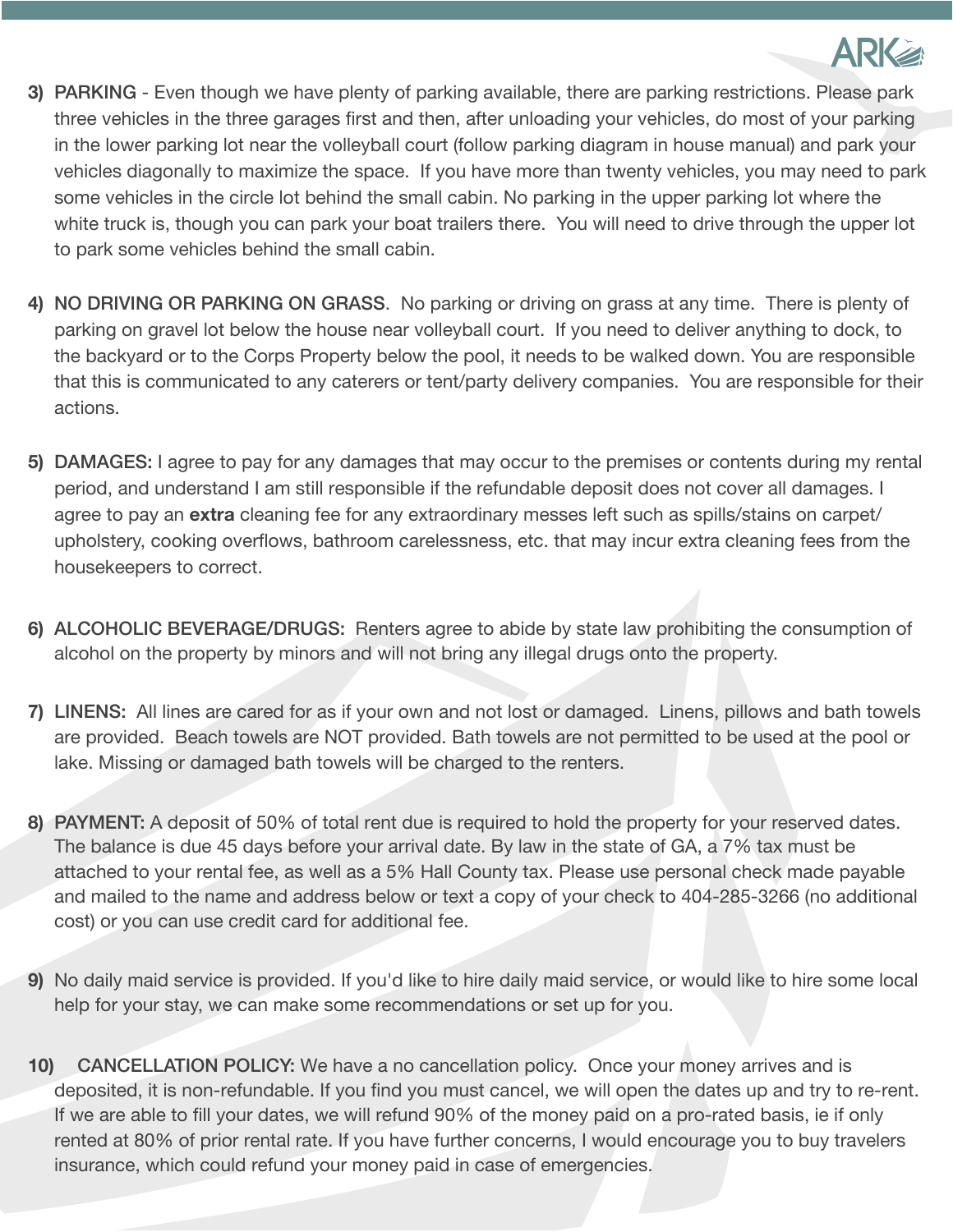3) **PARKING** - Even though we have plenty of parking available, there are parking restrictions. Please park three vehicles in the three garages first and then, after unloading your vehicles, do most of your parking in the lower parking lot near the volleyball court (follow parking diagram in house manual) and park your vehicles diagonally to maximize the space. If you have more than twenty vehicles, you may need to park some vehicles in the circle lot behind the small cabin. No parking in the upper parking lot where the white truck is, though you can park your boat trailers there. You will need to drive through the upper lot to park some vehicles behind the small cabin.

4) **NO DRIVING OR PARKING ON GRASS**. No parking or driving on grass at any time. There is plenty of parking on gravel lot below the house near volleyball court. If you need to deliver anything to dock, to the backyard or to the Corps Property below the pool, it needs to be walked down. You are responsible that this is communicated to any caterers or tent/party delivery companies. You are responsible for their actions.

5) **DAMAGES:** I agree to pay for any damages that may occur to the premises or contents during my rental period, and understand I am still responsible if the refundable deposit does not cover all damages. I agree to pay an **extra** cleaning fee for any extraordinary messes left such as spills/stains on carpet/upholstery, cooking overflows, bathroom carelessness, etc. that may incur extra cleaning fees from the housekeepers to correct.

6) **ALCOHOLIC BEVERAGE/DRUGS:** Renters agree to abide by state law prohibiting the consumption of alcohol on the property by minors and will not bring any illegal drugs onto the property.

7) **LINENS:** All lines are cared for as if your own and not lost or damaged. Linens, pillows and bath towels are provided. Beach towels are NOT provided. Bath towels are not permitted to be used at the pool or lake. Missing or damaged bath towels will be charged to the renters.

8) **PAYMENT:** A deposit of 50% of total rent due is required to hold the property for your reserved dates. The balance is due 45 days before your arrival date. By law in the state of GA, a 7% tax must be attached to your rental fee, as well as a 5% Hall County tax. Please use personal check made payable and mailed to the name and address below or text a copy of your check to 404-285-3266 (no additional cost) or you can use credit card for additional fee.

9) No daily maid service is provided. If you'd like to hire daily maid service, or would like to hire some local help for your stay, we can make some recommendations or set up for you.

10) **CANCELLATION POLICY:** We have a no cancellation policy. Once your money arrives and is deposited, it is non-refundable. If you find you must cancel, we will open the dates up and try to re-rent. If we are able to fill your dates, we will refund 90% of the money paid on a pro-rated basis, ie if only rented at 80% of prior rental rate. If you have further concerns, I would encourage you to buy travelers insurance, which could refund your money paid in case of emergencies.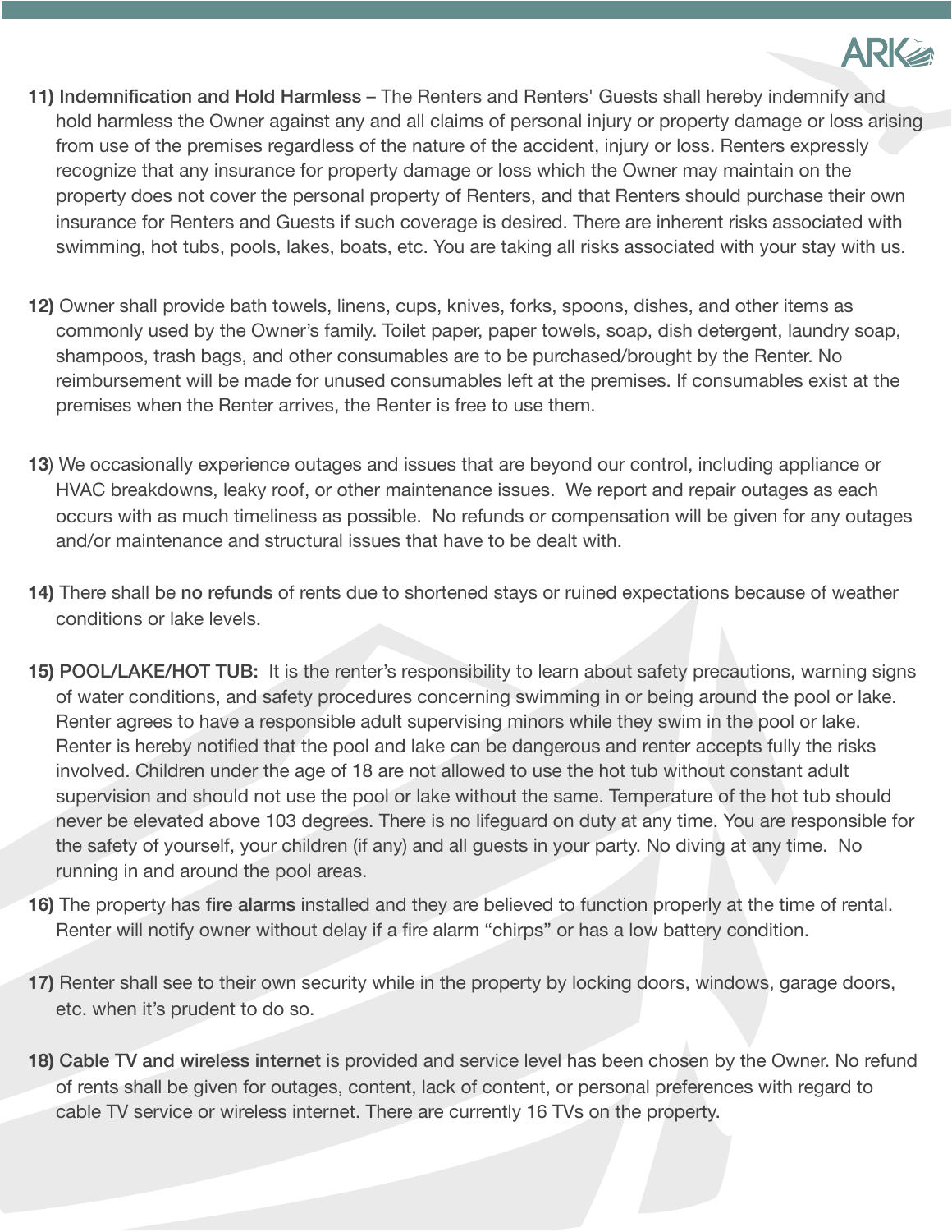**11)** **Indemnification and Hold Harmless** – The Renters and Renters' Guests shall hereby indemnify and hold harmless the Owner against any and all claims of personal injury or property damage or loss arising from use of the premises regardless of the nature of the accident, injury or loss. Renters expressly recognize that any insurance for property damage or loss which the Owner may maintain on the property does not cover the personal property of Renters, and that Renters should purchase their own insurance for Renters and Guests if such coverage is desired. There are inherent risks associated with swimming, hot tubs, pools, lakes, boats, etc. You are taking all risks associated with your stay with us.

**12)** Owner shall provide bath towels, linens, cups, knives, forks, spoons, dishes, and other items as commonly used by the Owner's family. Toilet paper, paper towels, soap, dish detergent, laundry soap, shampoos, trash bags, and other consumables are to be purchased/brought by the Renter. No reimbursement will be made for unused consumables left at the premises. If consumables exist at the premises when the Renter arrives, the Renter is free to use them.

**13**) We occasionally experience outages and issues that are beyond our control, including appliance or HVAC breakdowns, leaky roof, or other maintenance issues. We report and repair outages as each occurs with as much timeliness as possible. No refunds or compensation will be given for any outages and/or maintenance and structural issues that have to be dealt with.

**14)** There shall be **no refunds** of rents due to shortened stays or ruined expectations because of weather conditions or lake levels.

**15) POOL/LAKE/HOT TUB:** It is the renter's responsibility to learn about safety precautions, warning signs of water conditions, and safety procedures concerning swimming in or being around the pool or lake. Renter agrees to have a responsible adult supervising minors while they swim in the pool or lake. Renter is hereby notified that the pool and lake can be dangerous and renter accepts fully the risks involved. Children under the age of 18 are not allowed to use the hot tub without constant adult supervision and should not use the pool or lake without the same. Temperature of the hot tub should never be elevated above 103 degrees. There is no lifeguard on duty at any time. You are responsible for the safety of yourself, your children (if any) and all guests in your party. No diving at any time. No running in and around the pool areas.

**16)** The property has **fire alarms** installed and they are believed to function properly at the time of rental. Renter will notify owner without delay if a fire alarm "chirps" or has a low battery condition.

**17)** Renter shall see to their own security while in the property by locking doors, windows, garage doors, etc. when it's prudent to do so.

**18) Cable TV and wireless internet** is provided and service level has been chosen by the Owner. No refund of rents shall be given for outages, content, lack of content, or personal preferences with regard to cable TV service or wireless internet. There are currently 16 TVs on the property.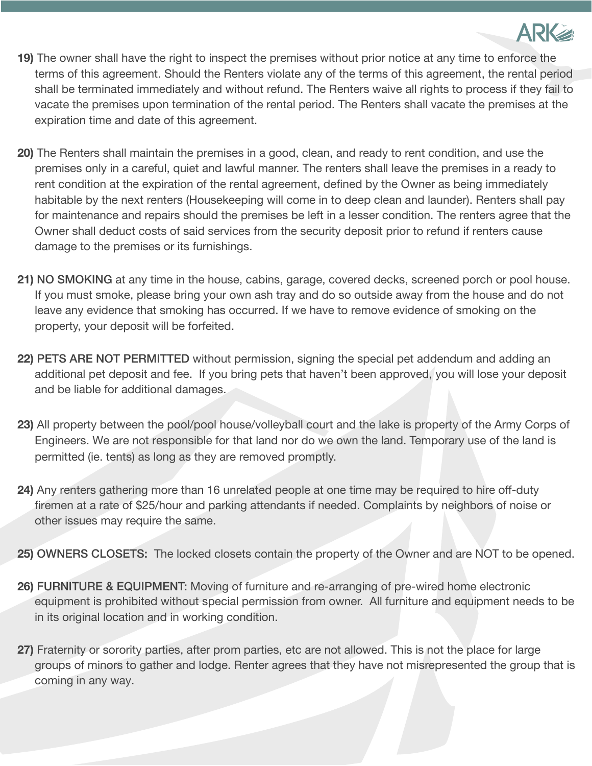**19)** The owner shall have the right to inspect the premises without prior notice at any time to enforce the terms of this agreement. Should the Renters violate any of the terms of this agreement, the rental period shall be terminated immediately and without refund. The Renters waive all rights to process if they fail to vacate the premises upon termination of the rental period. The Renters shall vacate the premises at the expiration time and date of this agreement.

**20)** The Renters shall maintain the premises in a good, clean, and ready to rent condition, and use the premises only in a careful, quiet and lawful manner. The renters shall leave the premises in a ready to rent condition at the expiration of the rental agreement, defined by the Owner as being immediately habitable by the next renters (Housekeeping will come in to deep clean and launder). Renters shall pay for maintenance and repairs should the premises be left in a lesser condition. The renters agree that the Owner shall deduct costs of said services from the security deposit prior to refund if renters cause damage to the premises or its furnishings.

**21) NO SMOKING** at any time in the house, cabins, garage, covered decks, screened porch or pool house. If you must smoke, please bring your own ash tray and do so outside away from the house and do not leave any evidence that smoking has occurred. If we have to remove evidence of smoking on the property, your deposit will be forfeited.

**22) PETS ARE NOT PERMITTED** without permission, signing the special pet addendum and adding an additional pet deposit and fee. If you bring pets that haven't been approved, you will lose your deposit and be liable for additional damages.

**23)** All property between the pool/pool house/volleyball court and the lake is property of the Army Corps of Engineers. We are not responsible for that land nor do we own the land. Temporary use of the land is permitted (ie. tents) as long as they are removed promptly.

**24)** Any renters gathering more than 16 unrelated people at one time may be required to hire off-duty firemen at a rate of $25/hour and parking attendants if needed. Complaints by neighbors of noise or other issues may require the same.

**25) OWNERS CLOSETS:** The locked closets contain the property of the Owner and are NOT to be opened.

**26) FURNITURE & EQUIPMENT:** Moving of furniture and re-arranging of pre-wired home electronic equipment is prohibited without special permission from owner. All furniture and equipment needs to be in its original location and in working condition.

**27)** Fraternity or sorority parties, after prom parties, etc are not allowed. This is not the place for large groups of minors to gather and lodge. Renter agrees that they have not misrepresented the group that is coming in any way.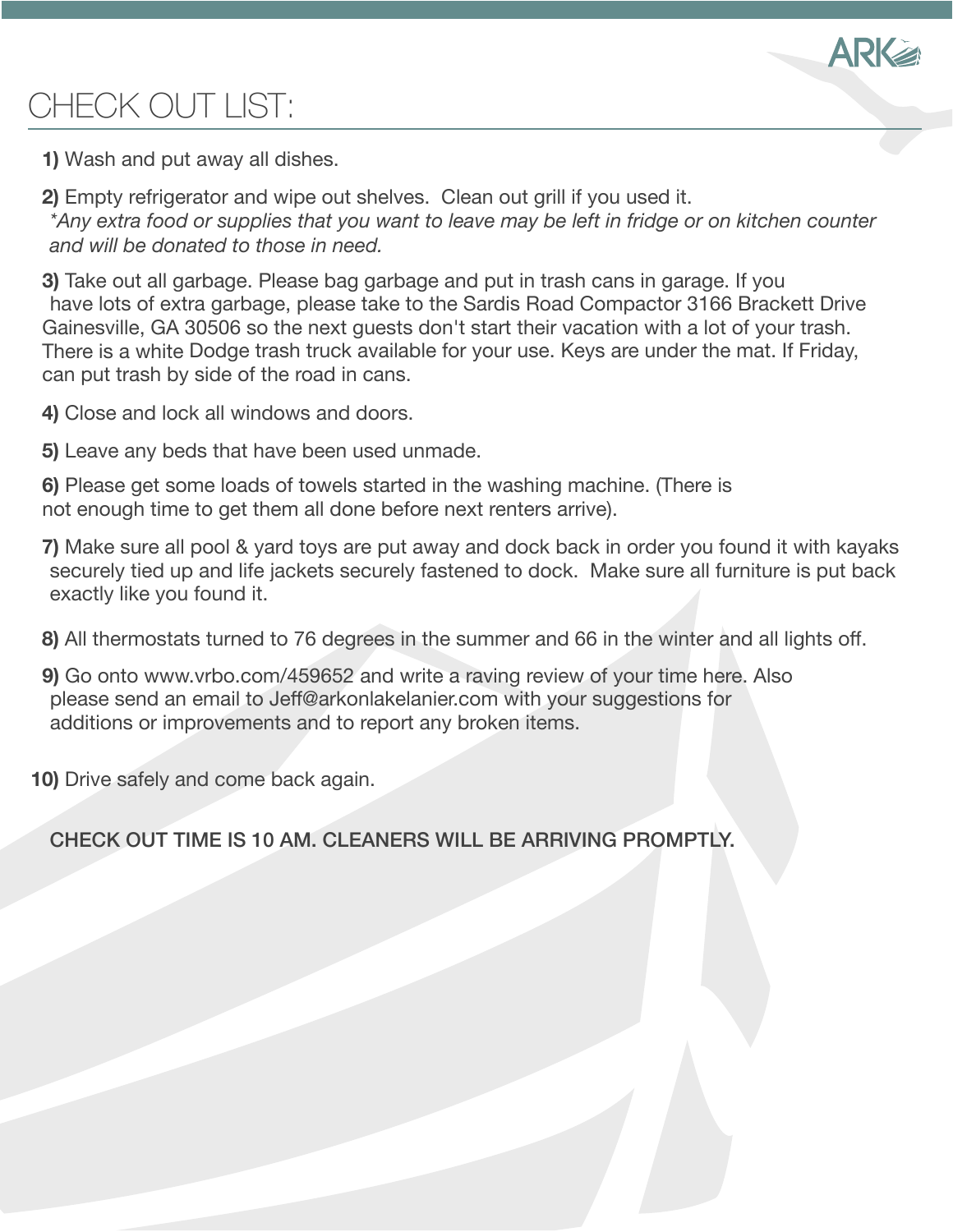# CHECK OUT LIST:

**1)** Wash and put away all dishes.

**2)** Empty refrigerator and wipe out shelves. Clean out grill if you used it.
*\*Any extra food or supplies that you want to leave may be left in fridge or on kitchen counter and will be donated to those in need.*

**3)** Take out all garbage. Please bag garbage and put in trash cans in garage. If you have lots of extra garbage, please take to the Sardis Road Compactor 3166 Brackett Drive Gainesville, GA 30506 so the next guests don't start their vacation with a lot of your trash. There is a white Dodge trash truck available for your use. Keys are under the mat. If Friday, can put trash by side of the road in cans.

**4)** Close and lock all windows and doors.

**5)** Leave any beds that have been used unmade.

**6)** Please get some loads of towels started in the washing machine. (There is not enough time to get them all done before next renters arrive).

**7)** Make sure all pool & yard toys are put away and dock back in order you found it with kayaks securely tied up and life jackets securely fastened to dock. Make sure all furniture is put back exactly like you found it.

**8)** All thermostats turned to 76 degrees in the summer and 66 in the winter and all lights off.

**9)** Go onto www.vrbo.com/459652 and write a raving review of your time here. Also please send an email to Jeff@arkonlakelanier.com with your suggestions for additions or improvements and to report any broken items.

**10)** Drive safely and come back again.

CHECK OUT TIME IS 10 AM. CLEANERS WILL BE ARRIVING PROMPTLY.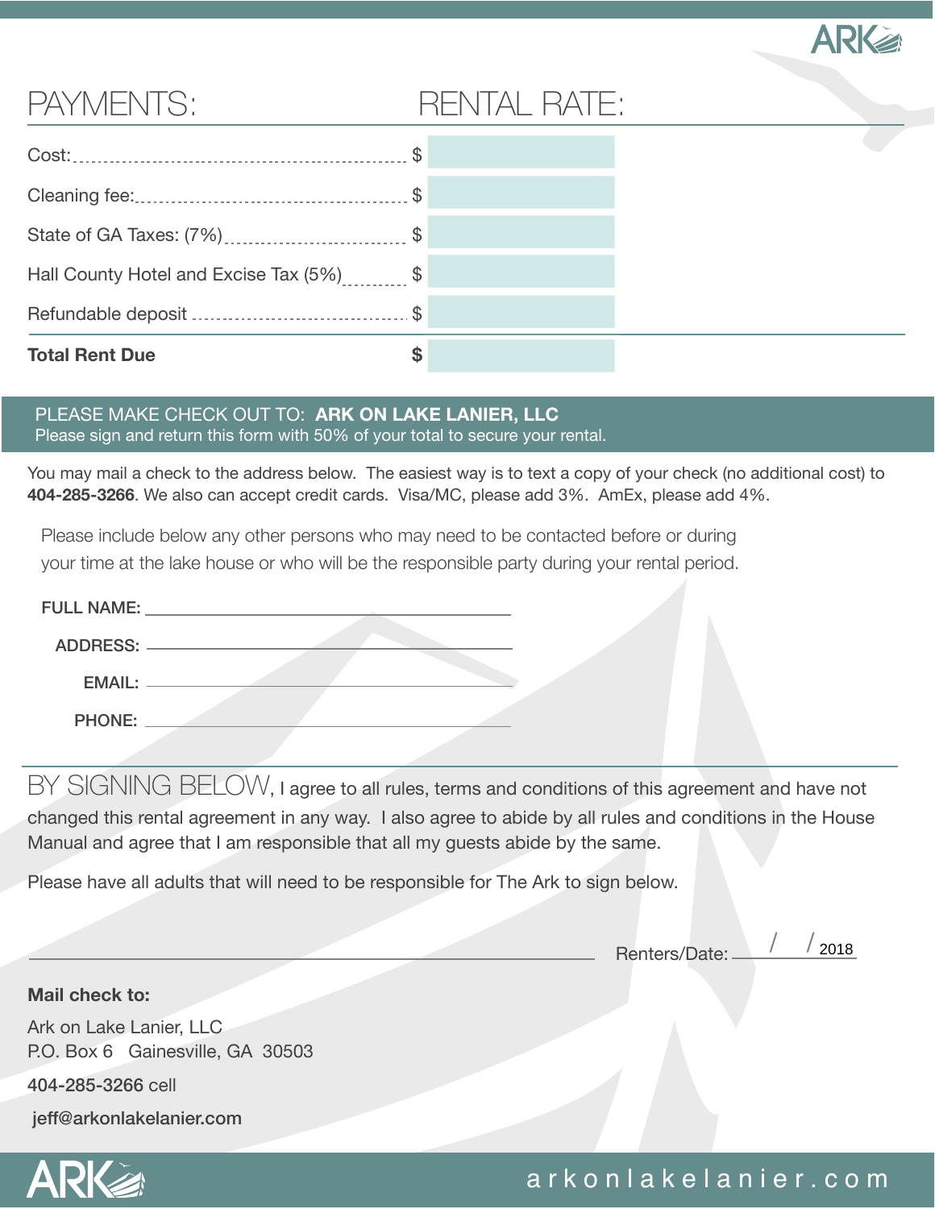# PAYMENTS: RENTAL RATE:

| | | |
|---|---|---|
| Cost: | $ | |
| Cleaning fee: | $ | |
| State of GA Taxes: (7%) | $ | |
| Hall County Hotel and Excise Tax (5%) | $ | |
| Refundable deposit | $ | |
| **Total Rent Due** | **$** | |

PLEASE MAKE CHECK OUT TO: **ARK ON LAKE LANIER, LLC**
Please sign and return this form with 50% of your total to secure your rental.

You may mail a check to the address below. The easiest way is to text a copy of your check (no additional cost) to **404-285-3266**. We also can accept credit cards. Visa/MC, please add 3%. AmEx, please add 4%.

Please include below any other persons who may need to be contacted before or during your time at the lake house or who will be the responsible party during your rental period.

FULL NAME: ______________________________

ADDRESS: ______________________________

EMAIL: ______________________________

PHONE: ______________________________

BY SIGNING BELOW, I agree to all rules, terms and conditions of this agreement and have not changed this rental agreement in any way. I also agree to abide by all rules and conditions in the House Manual and agree that I am responsible that all my guests abide by the same.

Please have all adults that will need to be responsible for The Ark to sign below.

______________________________ Renters/Date: ___ / ___ / 2018

**Mail check to:**

Ark on Lake Lanier, LLC
P.O. Box 6 Gainesville, GA 30503

**404-285-3266** cell

jeff@arkonlakelanier.com

arkonlakelanier.com